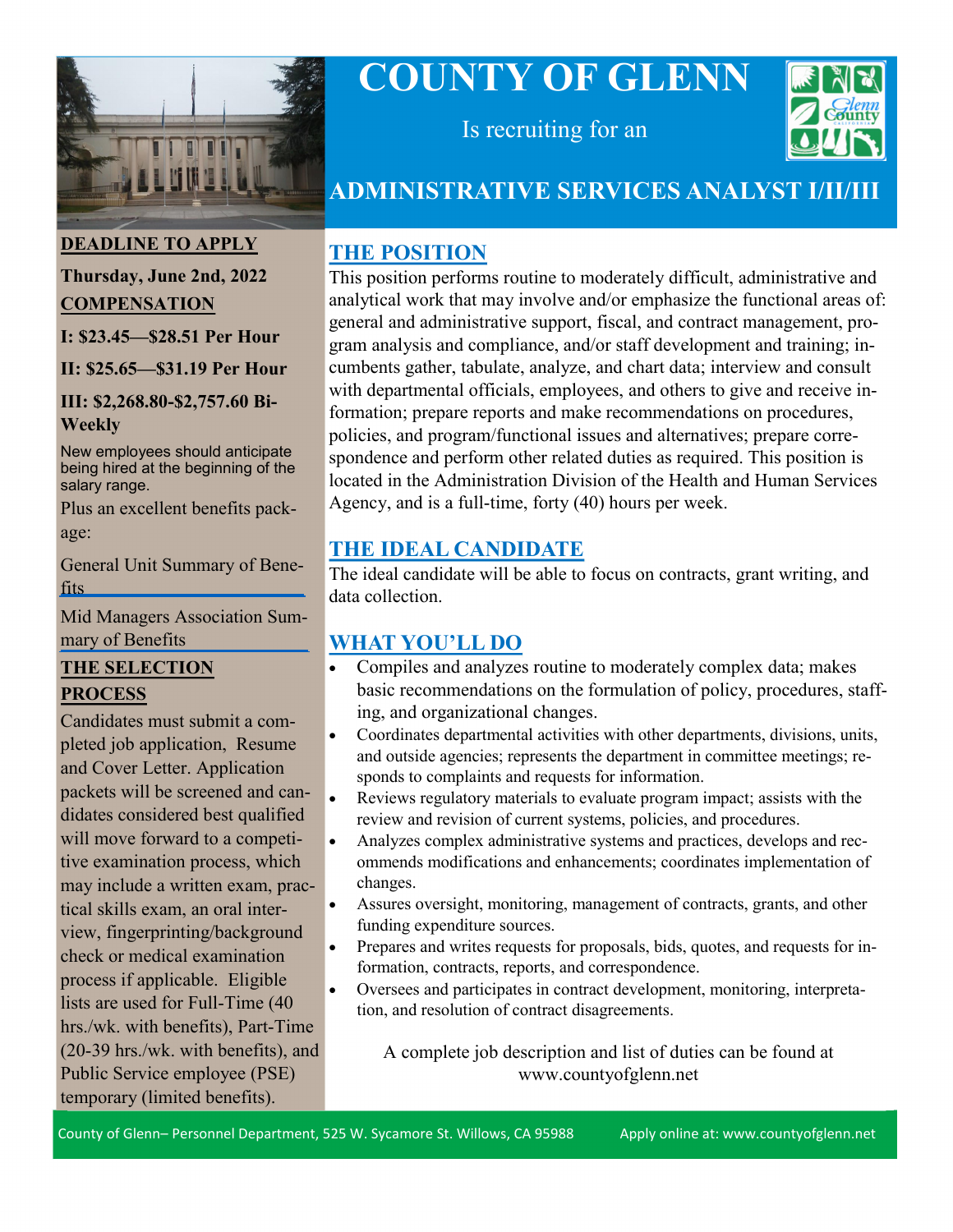# COUNTY OF GLENN

Is recruiting for an

## ADMINISTRATIVE SERVICES ANALYST I/II/III

**DEADLINE TO APPLY**

**Thursday, June 2nd, 2022**

**COMPENSATION**

**I: $23.45—$28.51 Per Hour**

**II: $25.65—$31.19 Per Hour**

**III: $2,268.80-$2,757.60 Bi-Weekly**

New employees should anticipate being hired at the beginning of the salary range.

Plus an excellent benefits package:

General Unit Summary of Benefits

Mid Managers Association Summary of Benefits

**THE SELECTION PROCESS**

Candidates must submit a completed job application, Resume and Cover Letter. Application packets will be screened and candidates considered best qualified will move forward to a competitive examination process, which may include a written exam, practical skills exam, an oral interview, fingerprinting/background check or medical examination process if applicable. Eligible lists are used for Full-Time (40 hrs./wk. with benefits), Part-Time (20-39 hrs./wk. with benefits), and Public Service employee (PSE) temporary (limited benefits).

## THE POSITION

This position performs routine to moderately difficult, administrative and analytical work that may involve and/or emphasize the functional areas of: general and administrative support, fiscal, and contract management, program analysis and compliance, and/or staff development and training; incumbents gather, tabulate, analyze, and chart data; interview and consult with departmental officials, employees, and others to give and receive information; prepare reports and make recommendations on procedures, policies, and program/functional issues and alternatives; prepare correspondence and perform other related duties as required. This position is located in the Administration Division of the Health and Human Services Agency, and is a full-time, forty (40) hours per week.

## THE IDEAL CANDIDATE

The ideal candidate will be able to focus on contracts, grant writing, and data collection.

## WHAT YOU'LL DO

- Compiles and analyzes routine to moderately complex data; makes basic recommendations on the formulation of policy, procedures, staffing, and organizational changes.
- Coordinates departmental activities with other departments, divisions, units, and outside agencies; represents the department in committee meetings; responds to complaints and requests for information.
- Reviews regulatory materials to evaluate program impact; assists with the review and revision of current systems, policies, and procedures.
- Analyzes complex administrative systems and practices, develops and recommends modifications and enhancements; coordinates implementation of changes.
- Assures oversight, monitoring, management of contracts, grants, and other funding expenditure sources.
- Prepares and writes requests for proposals, bids, quotes, and requests for information, contracts, reports, and correspondence.
- Oversees and participates in contract development, monitoring, interpretation, and resolution of contract disagreements.

A complete job description and list of duties can be found at www.countyofglenn.net

County of Glenn– Personnel Department, 525 W. Sycamore St. Willows, CA 95988    Apply online at: www.countyofglenn.net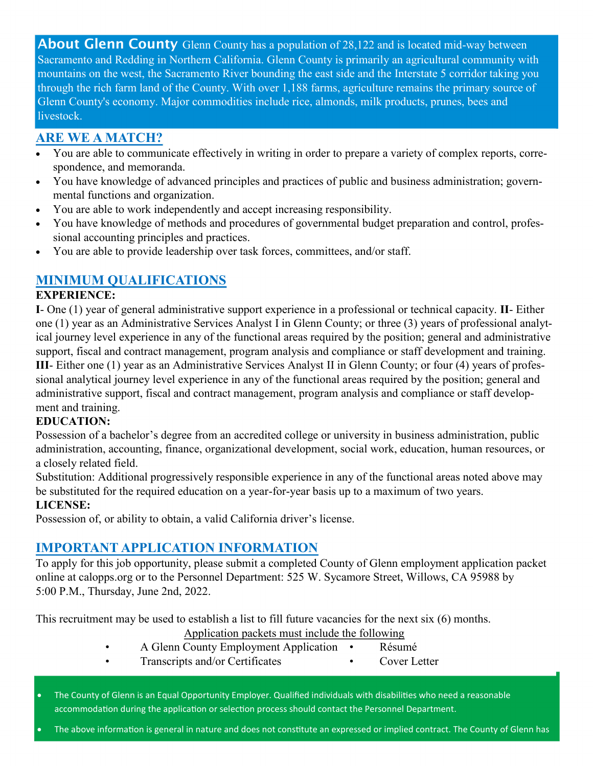**About Glenn County** Glenn County has a population of 28,122 and is located mid-way between Sacramento and Redding in Northern California. Glenn County is primarily an agricultural community with mountains on the west, the Sacramento River bounding the east side and the Interstate 5 corridor taking you through the rich farm land of the County. With over 1,188 farms, agriculture remains the primary source of Glenn County's economy. Major commodities include rice, almonds, milk products, prunes, bees and livestock.

## ARE WE A MATCH?

- You are able to communicate effectively in writing in order to prepare a variety of complex reports, correspondence, and memoranda.
- You have knowledge of advanced principles and practices of public and business administration; governmental functions and organization.
- You are able to work independently and accept increasing responsibility.
- You have knowledge of methods and procedures of governmental budget preparation and control, professional accounting principles and practices.
- You are able to provide leadership over task forces, committees, and/or staff.

## MINIMUM QUALIFICATIONS

**EXPERIENCE:**

**I**- One (1) year of general administrative support experience in a professional or technical capacity. **II**- Either one (1) year as an Administrative Services Analyst I in Glenn County; or three (3) years of professional analytical journey level experience in any of the functional areas required by the position; general and administrative support, fiscal and contract management, program analysis and compliance or staff development and training. **III**- Either one (1) year as an Administrative Services Analyst II in Glenn County; or four (4) years of professional analytical journey level experience in any of the functional areas required by the position; general and administrative support, fiscal and contract management, program analysis and compliance or staff development and training.

**EDUCATION:**

Possession of a bachelor's degree from an accredited college or university in business administration, public administration, accounting, finance, organizational development, social work, education, human resources, or a closely related field.

Substitution: Additional progressively responsible experience in any of the functional areas noted above may be substituted for the required education on a year-for-year basis up to a maximum of two years.

**LICENSE:**

Possession of, or ability to obtain, a valid California driver's license.

## IMPORTANT APPLICATION INFORMATION

To apply for this job opportunity, please submit a completed County of Glenn employment application packet online at calopps.org or to the Personnel Department: 525 W. Sycamore Street, Willows, CA 95988 by 5:00 P.M., Thursday, June 2nd, 2022.

This recruitment may be used to establish a list to fill future vacancies for the next six (6) months.

Application packets must include the following

- A Glenn County Employment Application
- Transcripts and/or Certificates
- Résumé
- Cover Letter

- The County of Glenn is an Equal Opportunity Employer. Qualified individuals with disabilities who need a reasonable accommodation during the application or selection process should contact the Personnel Department.
- The above information is general in nature and does not constitute an expressed or implied contract. The County of Glenn has